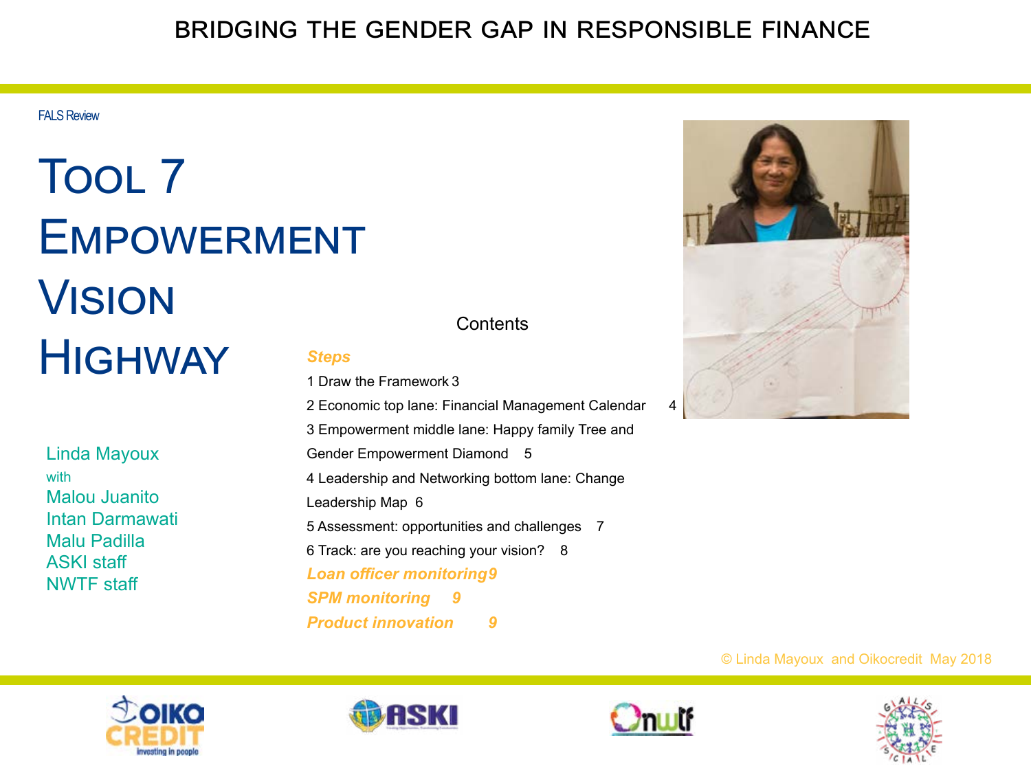BRIDGING THE GENDER GAP IN RESPONSIBLE FINANCE

FALS Review

# Tool 7 Empowerment Vision Highway

Linda Mayoux
with
Malou Juanito
Intan Darmawati
Malu Padilla
ASKI staff
NWTF staff

## Contents

***Steps***

1 Draw the Framework 3

2 Economic top lane: Financial Management Calendar 4

3 Empowerment middle lane: Happy family Tree and Gender Empowerment Diamond 5

4 Leadership and Networking bottom lane: Change Leadership Map 6

5 Assessment: opportunities and challenges 7

6 Track: are you reaching your vision? 8

***Loan officer monitoring 9***

***SPM monitoring 9***

***Product innovation 9***

© Linda Mayoux and Oikocredit May 2018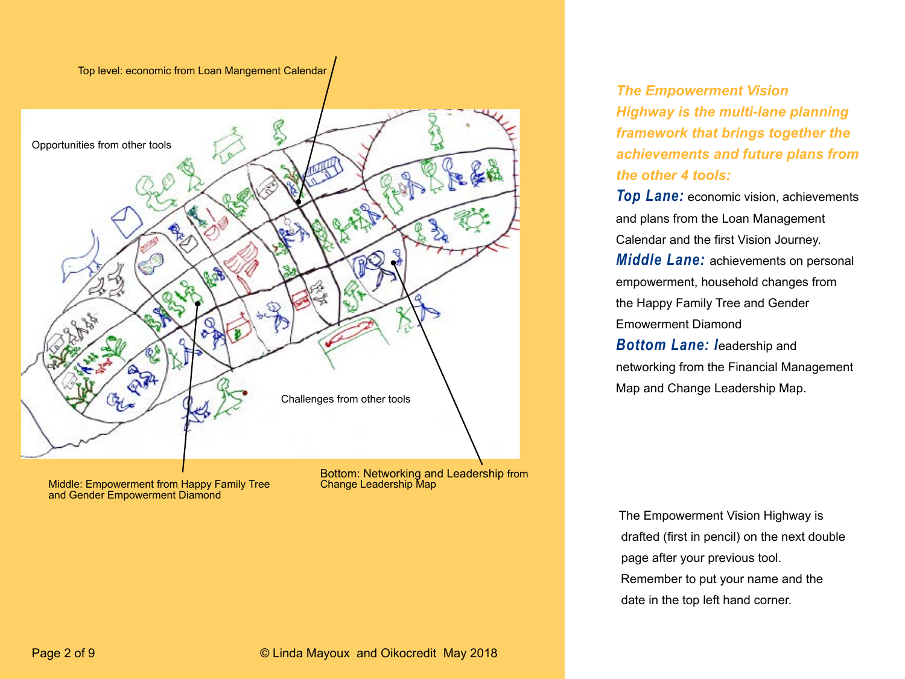Top level: economic from Loan Mangement Calendar

Opportunities from other tools

Challenges from other tools

Middle: Empowerment from Happy Family Tree and Gender Empowerment Diamond

Bottom: Networking and Leadership from Change Leadership Map

***The Empowerment Vision Highway is the multi-lane planning framework that brings together the achievements and future plans from the other 4 tools:***

***Top Lane:*** economic vision, achievements and plans from the Loan Management Calendar and the first Vision Journey.

***Middle Lane:*** achievements on personal empowerment, household changes from the Happy Family Tree and Gender Emowerment Diamond

***Bottom Lane: l***eadership and networking from the Financial Management Map and Change Leadership Map.

The Empowerment Vision Highway is drafted (first in pencil) on the next double page after your previous tool. Remember to put your name and the date in the top left hand corner.

© Linda Mayoux and Oikocredit May 2018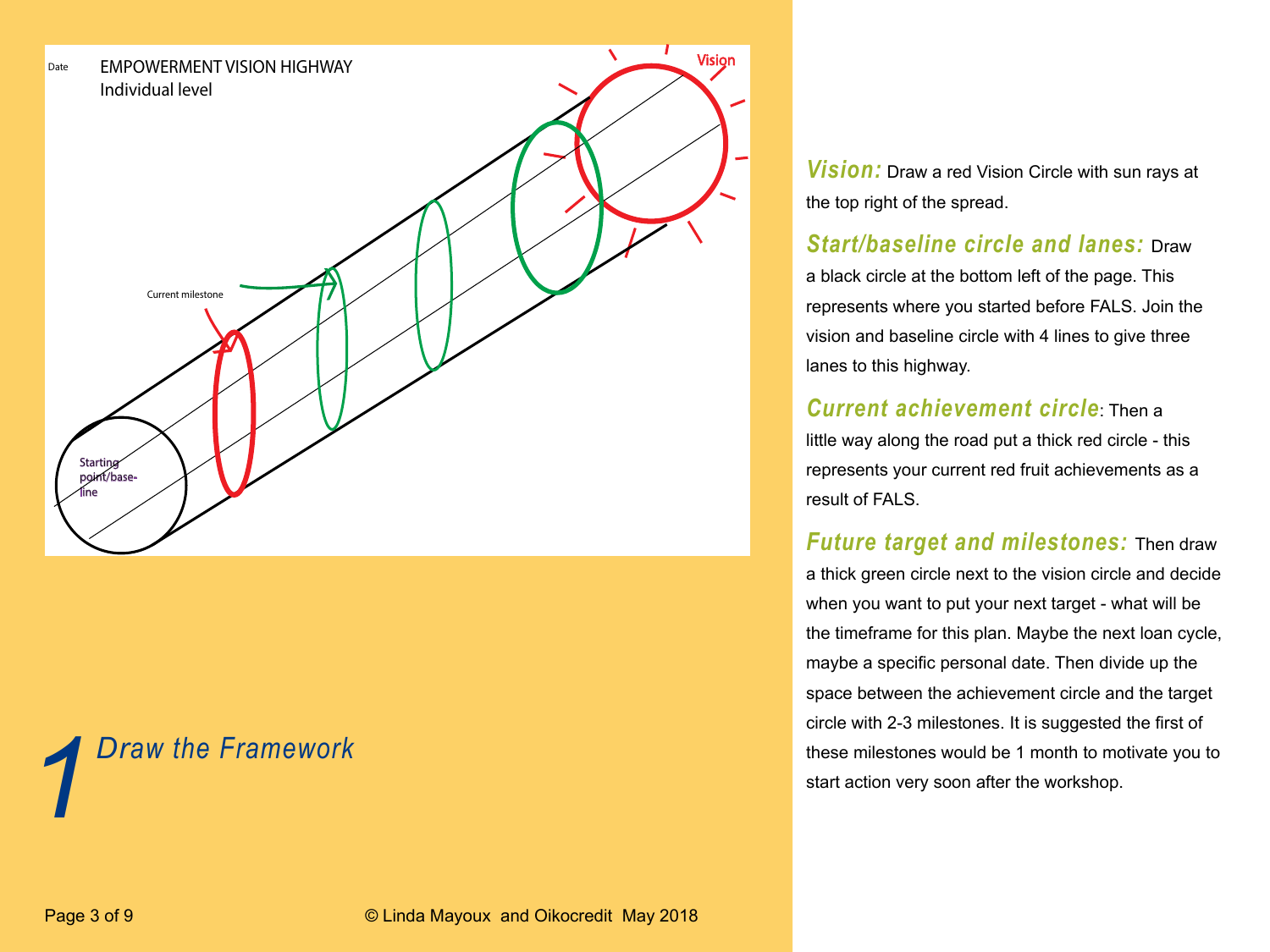Date

EMPOWERMENT VISION HIGHWAY
Individual level

Vision

Current milestone

Starting point/base-line

# 1 Draw the Framework

***Vision:*** Draw a red Vision Circle with sun rays at the top right of the spread.

***Start/baseline circle and lanes:*** Draw a black circle at the bottom left of the page. This represents where you started before FALS. Join the vision and baseline circle with 4 lines to give three lanes to this highway.

***Current achievement circle***: Then a little way along the road put a thick red circle - this represents your current red fruit achievements as a result of FALS.

***Future target and milestones:*** Then draw a thick green circle next to the vision circle and decide when you want to put your next target - what will be the timeframe for this plan. Maybe the next loan cycle, maybe a specific personal date. Then divide up the space between the achievement circle and the target circle with 2-3 milestones. It is suggested the first of these milestones would be 1 month to motivate you to start action very soon after the workshop.

© Linda Mayoux and Oikocredit May 2018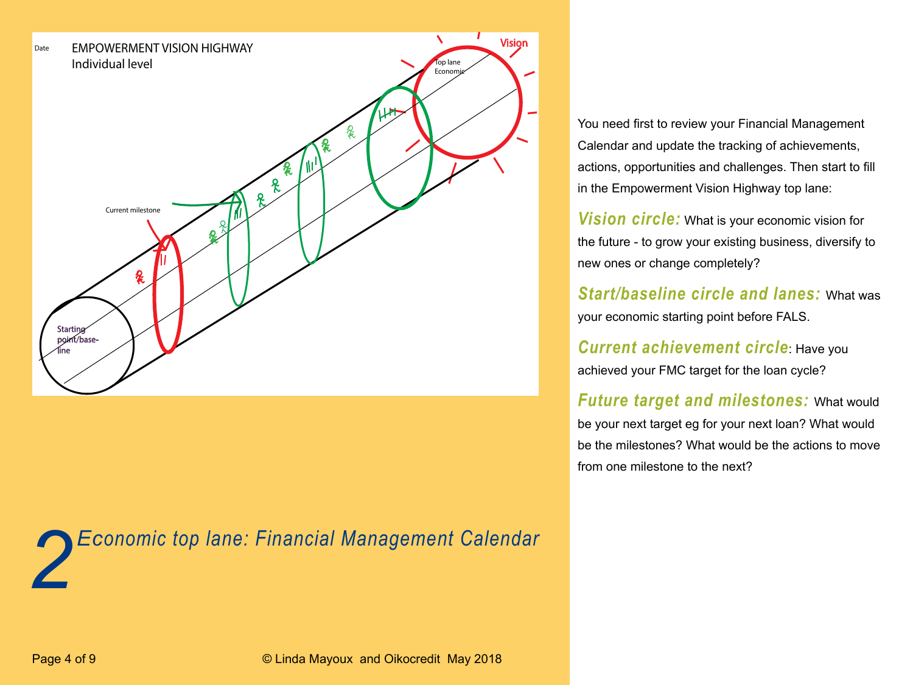Date

EMPOWERMENT VISION HIGHWAY
Individual level

Vision

Top lane
Economic

Current milestone

Starting point/base-line

# 2 *Economic top lane: Financial Management Calendar*

You need first to review your Financial Management Calendar and update the tracking of achievements, actions, opportunities and challenges. Then start to fill in the Empowerment Vision Highway top lane:

***Vision circle:*** What is your economic vision for the future - to grow your existing business, diversify to new ones or change completely?

***Start/baseline circle and lanes:*** What was your economic starting point before FALS.

***Current achievement circle***: Have you achieved your FMC target for the loan cycle?

***Future target and milestones:*** What would be your next target eg for your next loan? What would be the milestones? What would be the actions to move from one milestone to the next?

© Linda Mayoux and Oikocredit May 2018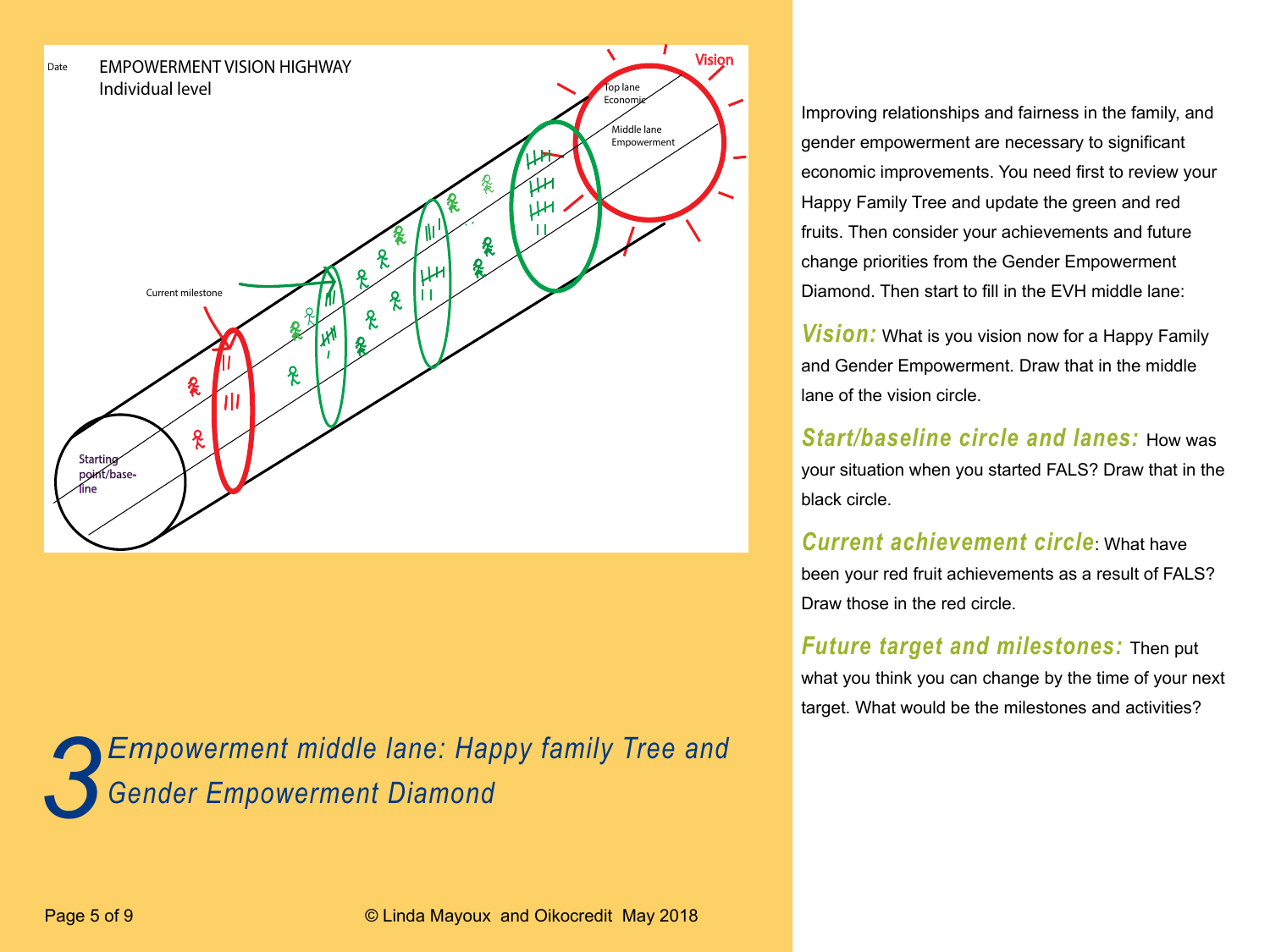EMPOWERMENT VISION HIGHWAY
Individual level

Date

Vision

Top lane Economic

Middle lane Empowerment

Current milestone

Starting point/base-line

# 3 Empowerment middle lane: Happy family Tree and Gender Empowerment Diamond

Improving relationships and fairness in the family, and gender empowerment are necessary to significant economic improvements. You need first to review your Happy Family Tree and update the green and red fruits. Then consider your achievements and future change priorities from the Gender Empowerment Diamond. Then start to fill in the EVH middle lane:

***Vision:*** What is you vision now for a Happy Family and Gender Empowerment. Draw that in the middle lane of the vision circle.

***Start/baseline circle and lanes:*** How was your situation when you started FALS? Draw that in the black circle.

***Current achievement circle***: What have been your red fruit achievements as a result of FALS? Draw those in the red circle.

***Future target and milestones:*** Then put what you think you can change by the time of your next target. What would be the milestones and activities?

© Linda Mayoux and Oikocredit May 2018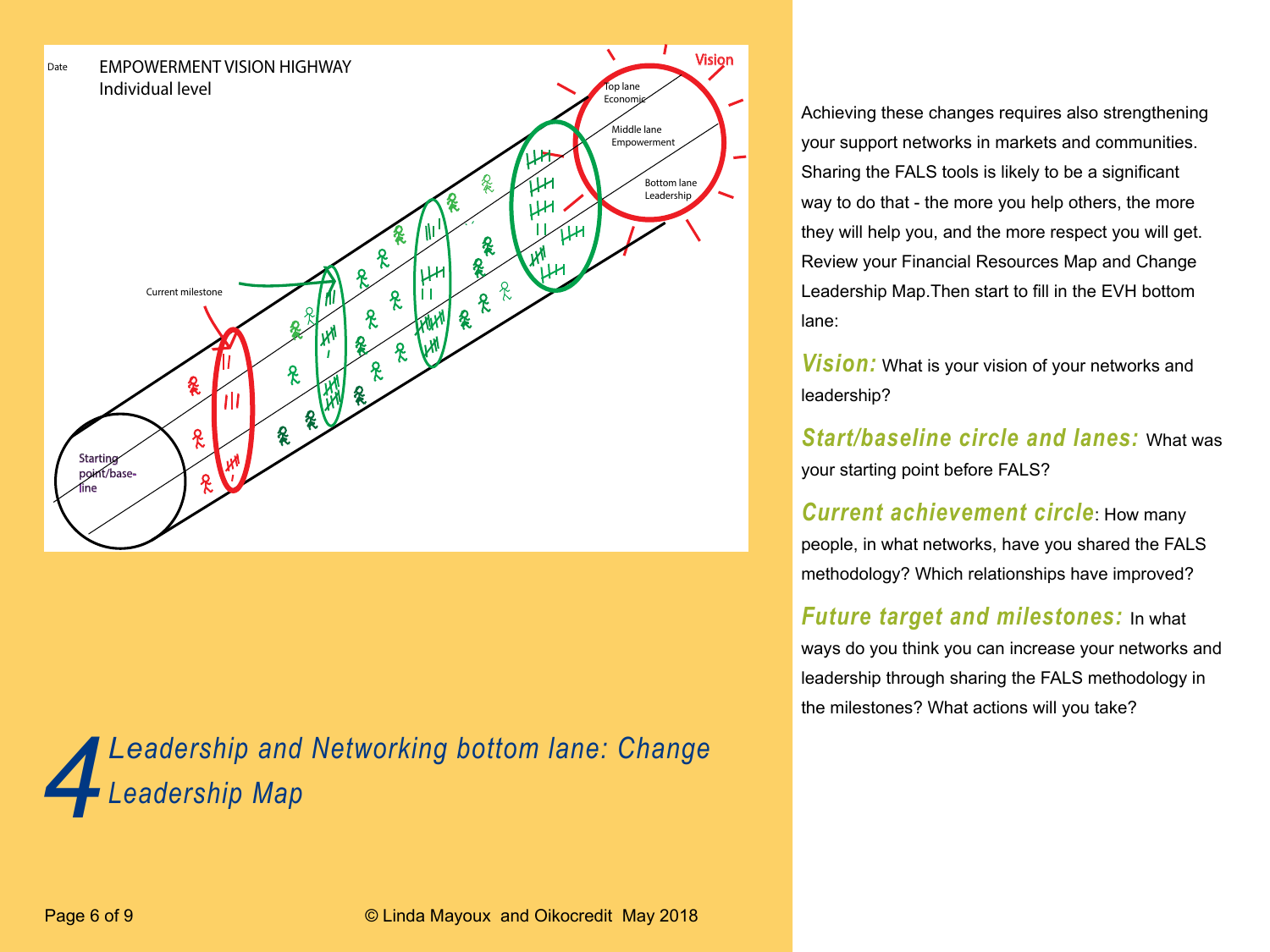Date EMPOWERMENT VISION HIGHWAY
Individual level

Vision

Top lane Economic

Middle lane Empowerment

Bottom lane Leadership

Current milestone

Starting point/baseline

# 4 Leadership and Networking bottom lane: Change Leadership Map

Achieving these changes requires also strengthening your support networks in markets and communities. Sharing the FALS tools is likely to be a significant way to do that - the more you help others, the more they will help you, and the more respect you will get. Review your Financial Resources Map and Change Leadership Map.Then start to fill in the EVH bottom lane:

***Vision:*** What is your vision of your networks and leadership?

***Start/baseline circle and lanes:*** What was your starting point before FALS?

***Current achievement circle***: How many people, in what networks, have you shared the FALS methodology? Which relationships have improved?

***Future target and milestones:*** In what ways do you think you can increase your networks and leadership through sharing the FALS methodology in the milestones? What actions will you take?

© Linda Mayoux and Oikocredit May 2018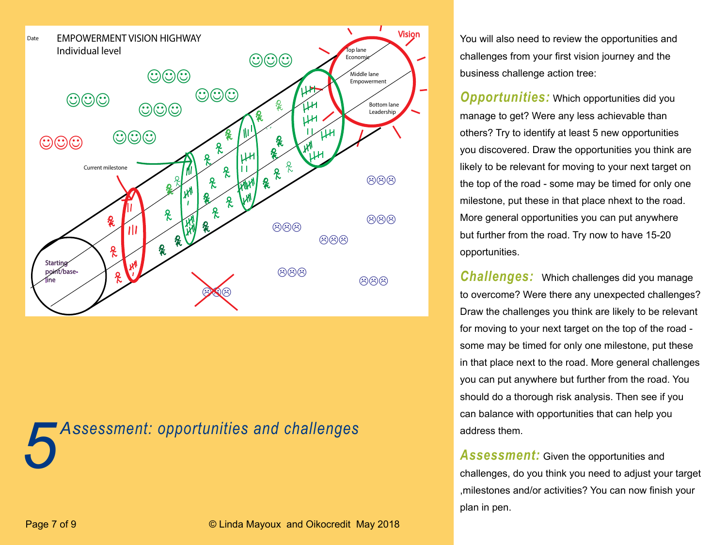Date

EMPOWERMENT VISION HIGHWAY
Individual level

Vision

Top lane
Economic

Middle lane
Empowerment

Bottom lane
Leadership

Current milestone

Starting point/base-line

# 5 *Assessment: opportunities and challenges*

You will also need to review the opportunities and challenges from your first vision journey and the business challenge action tree:

***Opportunities:*** Which opportunities did you manage to get? Were any less achievable than others? Try to identify at least 5 new opportunities you discovered. Draw the opportunities you think are likely to be relevant for moving to your next target on the top of the road - some may be timed for only one milestone, put these in that place nhext to the road. More general opportunities you can put anywhere but further from the road. Try now to have 15-20 opportunities.

***Challenges:*** Which challenges did you manage to overcome? Were there any unexpected challenges? Draw the challenges you think are likely to be relevant for moving to your next target on the top of the road - some may be timed for only one milestone, put these in that place next to the road. More general challenges you can put anywhere but further from the road. You should do a thorough risk analysis. Then see if you can balance with opportunities that can help you address them.

***Assessment:*** Given the opportunities and challenges, do you think you need to adjust your target ,milestones and/or activities? You can now finish your plan in pen.

© Linda Mayoux and Oikocredit May 2018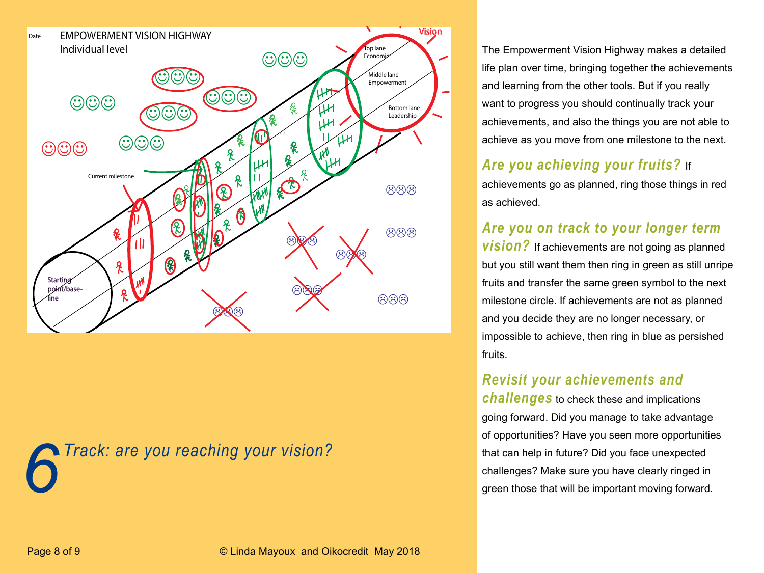# 6 Track: are you reaching your vision?

The Empowerment Vision Highway makes a detailed life plan over time, bringing together the achievements and learning from the other tools. But if you really want to progress you should continually track your achievements, and also the things you are not able to achieve as you move from one milestone to the next.

***Are you achieving your fruits?*** If achievements go as planned, ring those things in red as achieved.

***Are you on track to your longer term vision?*** If achievements are not going as planned but you still want them then ring in green as still unripe fruits and transfer the same green symbol to the next milestone circle. If achievements are not as planned and you decide they are no longer necessary, or impossible to achieve, then ring in blue as persished fruits.

***Revisit your achievements and challenges*** to check these and implications going forward. Did you manage to take advantage of opportunities? Have you seen more opportunities that can help in future? Did you face unexpected challenges? Make sure you have clearly ringed in green those that will be important moving forward.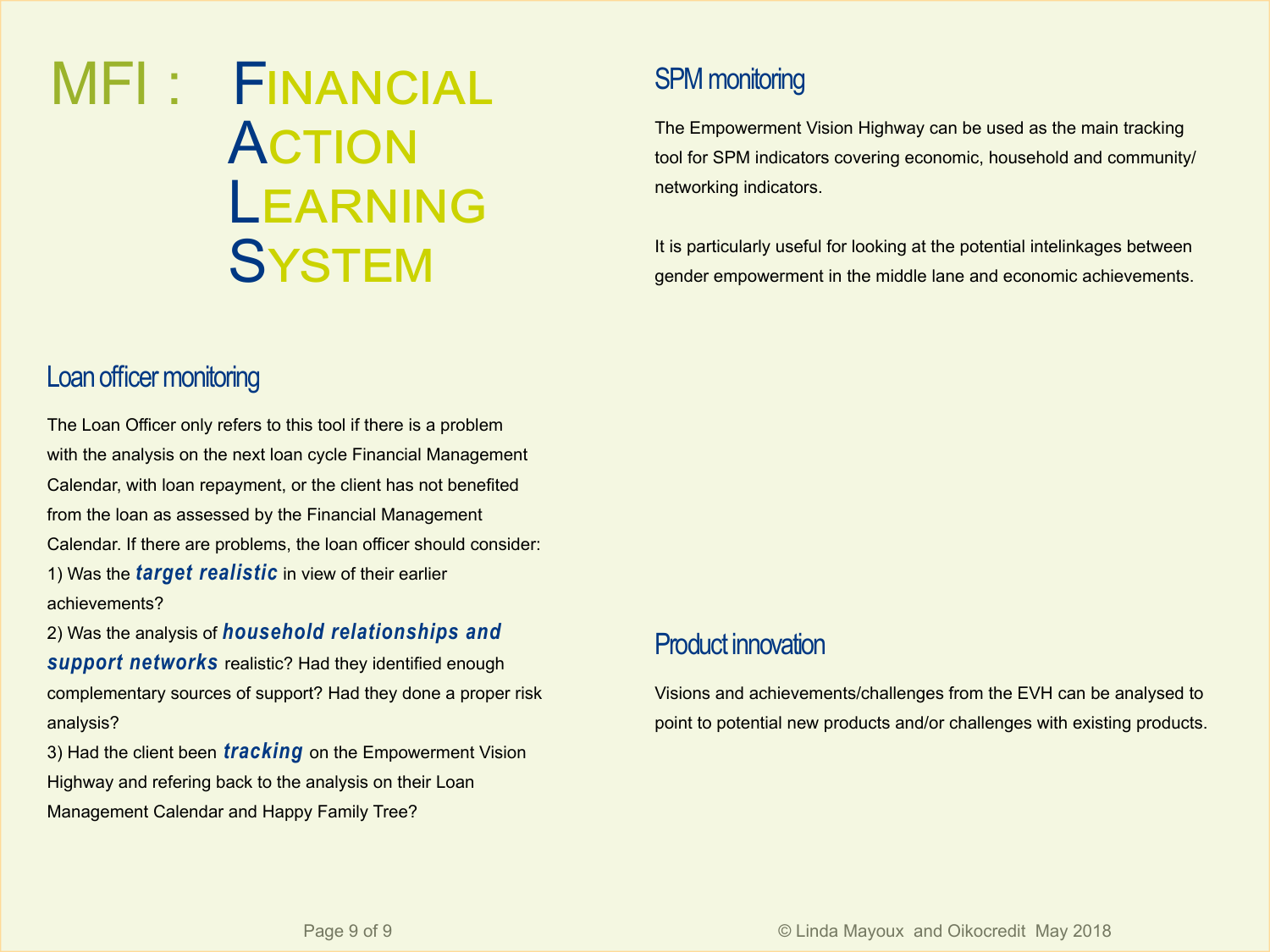# MFI : Financial Action Learning System

## Loan officer monitoring

The Loan Officer only refers to this tool if there is a problem with the analysis on the next loan cycle Financial Management Calendar, with loan repayment, or the client has not benefited from the loan as assessed by the Financial Management Calendar. If there are problems, the loan officer should consider:

1) Was the ***target realistic*** in view of their earlier achievements?

2) Was the analysis of ***household relationships and support networks*** realistic? Had they identified enough complementary sources of support? Had they done a proper risk analysis?

3) Had the client been ***tracking*** on the Empowerment Vision Highway and refering back to the analysis on their Loan Management Calendar and Happy Family Tree?

## SPM monitoring

The Empowerment Vision Highway can be used as the main tracking tool for SPM indicators covering economic, household and community/ networking indicators.

It is particularly useful for looking at the potential intelinkages between gender empowerment in the middle lane and economic achievements.

## Product innovation

Visions and achievements/challenges from the EVH can be analysed to point to potential new products and/or challenges with existing products.

© Linda Mayoux and Oikocredit May 2018